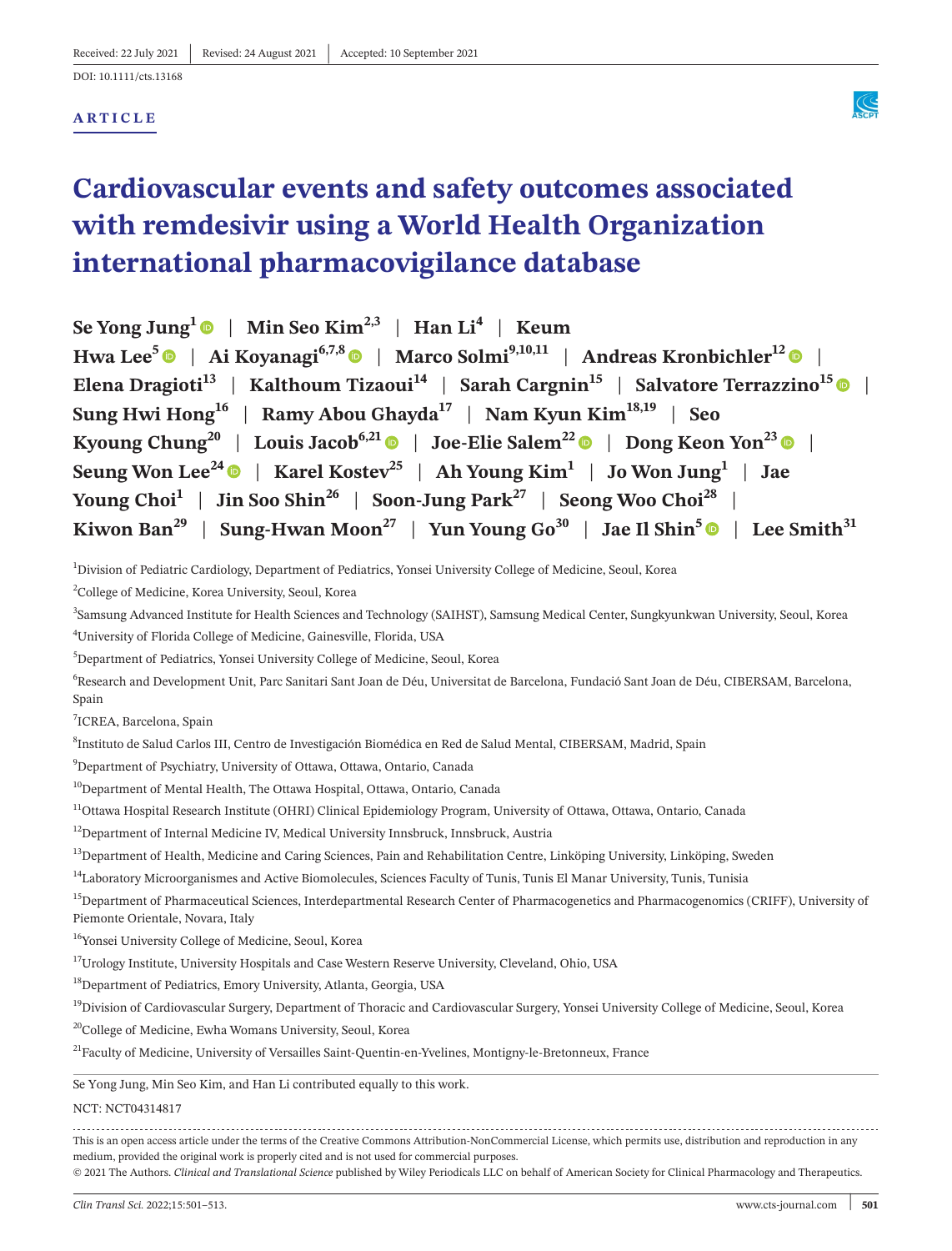Received: 22 July 2021 | Revised: 24 August 2021 | Accepted: 10 September 2021

DOI: 10.1111/cts.13168

**ARTICLE**

# Cardiovascular events and safety outcomes associated with remdesivir using a World Health Organization international pharmacovigilance database

**Se Yong Jung**[1] | **Min Seo Kim**[2,3] | **Han Li**[4] | **Keum Hwa Lee**[5] | **Ai Koyanagi**[6,7,8] | **Marco Solmi**[9,10,11] | **Andreas Kronbichler**[12] | **Elena Dragioti**[13] | **Kalthoum Tizaoui**[14] | **Sarah Cargnin**[15] | **Salvatore Terrazzino**[15] | **Sung Hwi Hong**[16] | **Ramy Abou Ghayda**[17] | **Nam Kyun Kim**[18,19] | **Seo Kyoung Chung**[20] | **Louis Jacob**[6,21] | **Joe-Elie Salem**[22] | **Dong Keon Yon**[23] | **Seung Won Lee**[24] | **Karel Kostev**[25] | **Ah Young Kim**[1] | **Jo Won Jung**[1] | **Jae Young Choi**[1] | **Jin Soo Shin**[26] | **Soon-Jung Park**[27] | **Seong Woo Choi**[28] | **Kiwon Ban**[29] | **Sung-Hwan Moon**[27] | **Yun Young Go**[30] | **Jae Il Shin**[5] | **Lee Smith**[31]

[1]Division of Pediatric Cardiology, Department of Pediatrics, Yonsei University College of Medicine, Seoul, Korea

[2]College of Medicine, Korea University, Seoul, Korea

[3]Samsung Advanced Institute for Health Sciences and Technology (SAIHST), Samsung Medical Center, Sungkyunkwan University, Seoul, Korea

[4]University of Florida College of Medicine, Gainesville, Florida, USA

[5]Department of Pediatrics, Yonsei University College of Medicine, Seoul, Korea

[6]Research and Development Unit, Parc Sanitari Sant Joan de Déu, Universitat de Barcelona, Fundació Sant Joan de Déu, CIBERSAM, Barcelona, Spain

[7]ICREA, Barcelona, Spain

[8]Instituto de Salud Carlos III, Centro de Investigación Biomédica en Red de Salud Mental, CIBERSAM, Madrid, Spain

[9]Department of Psychiatry, University of Ottawa, Ottawa, Ontario, Canada

[10]Department of Mental Health, The Ottawa Hospital, Ottawa, Ontario, Canada

[11]Ottawa Hospital Research Institute (OHRI) Clinical Epidemiology Program, University of Ottawa, Ottawa, Ontario, Canada

[12]Department of Internal Medicine IV, Medical University Innsbruck, Innsbruck, Austria

[13]Department of Health, Medicine and Caring Sciences, Pain and Rehabilitation Centre, Linköping University, Linköping, Sweden

[14]Laboratory Microorganismes and Active Biomolecules, Sciences Faculty of Tunis, Tunis El Manar University, Tunis, Tunisia

[15]Department of Pharmaceutical Sciences, Interdepartmental Research Center of Pharmacogenetics and Pharmacogenomics (CRIFF), University of Piemonte Orientale, Novara, Italy

[16]Yonsei University College of Medicine, Seoul, Korea

[17]Urology Institute, University Hospitals and Case Western Reserve University, Cleveland, Ohio, USA

[18]Department of Pediatrics, Emory University, Atlanta, Georgia, USA

[19]Division of Cardiovascular Surgery, Department of Thoracic and Cardiovascular Surgery, Yonsei University College of Medicine, Seoul, Korea

[20]College of Medicine, Ewha Womans University, Seoul, Korea

[21]Faculty of Medicine, University of Versailles Saint-Quentin-en-Yvelines, Montigny-le-Bretonneux, France

Se Yong Jung, Min Seo Kim, and Han Li contributed equally to this work.

NCT: NCT04314817

This is an open access article under the terms of the Creative Commons Attribution-NonCommercial License, which permits use, distribution and reproduction in any medium, provided the original work is properly cited and is not used for commercial purposes.

© 2021 The Authors. *Clinical and Translational Science* published by Wiley Periodicals LLC on behalf of American Society for Clinical Pharmacology and Therapeutics.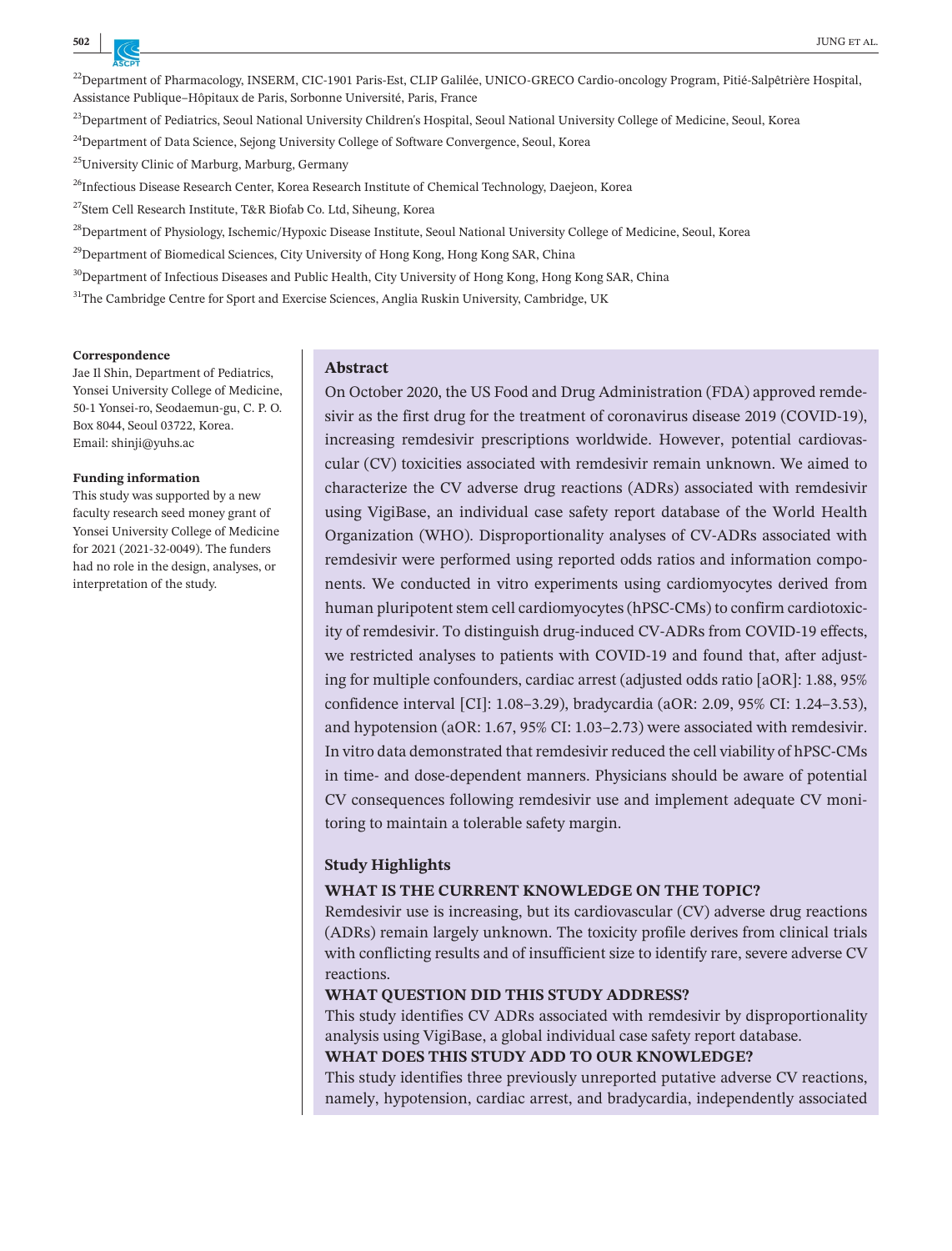[22]Department of Pharmacology, INSERM, CIC-1901 Paris-Est, CLIP Galilée, UNICO-GRECO Cardio-oncology Program, Pitié-Salpêtrière Hospital, Assistance Publique–Hôpitaux de Paris, Sorbonne Université, Paris, France

[23]Department of Pediatrics, Seoul National University Children's Hospital, Seoul National University College of Medicine, Seoul, Korea

[24]Department of Data Science, Sejong University College of Software Convergence, Seoul, Korea

[25]University Clinic of Marburg, Marburg, Germany

[26]Infectious Disease Research Center, Korea Research Institute of Chemical Technology, Daejeon, Korea

[27]Stem Cell Research Institute, T&R Biofab Co. Ltd, Siheung, Korea

[28]Department of Physiology, Ischemic/Hypoxic Disease Institute, Seoul National University College of Medicine, Seoul, Korea

[29]Department of Biomedical Sciences, City University of Hong Kong, Hong Kong SAR, China

[30]Department of Infectious Diseases and Public Health, City University of Hong Kong, Hong Kong SAR, China

[31]The Cambridge Centre for Sport and Exercise Sciences, Anglia Ruskin University, Cambridge, UK

**Correspondence**
Jae Il Shin, Department of Pediatrics, Yonsei University College of Medicine, 50-1 Yonsei-ro, Seodaemun-gu, C. P. O. Box 8044, Seoul 03722, Korea.
Email: shinji@yuhs.ac

**Funding information**
This study was supported by a new faculty research seed money grant of Yonsei University College of Medicine for 2021 (2021-32-0049). The funders had no role in the design, analyses, or interpretation of the study.

## Abstract

On October 2020, the US Food and Drug Administration (FDA) approved remdesivir as the first drug for the treatment of coronavirus disease 2019 (COVID-19), increasing remdesivir prescriptions worldwide. However, potential cardiovascular (CV) toxicities associated with remdesivir remain unknown. We aimed to characterize the CV adverse drug reactions (ADRs) associated with remdesivir using VigiBase, an individual case safety report database of the World Health Organization (WHO). Disproportionality analyses of CV-ADRs associated with remdesivir were performed using reported odds ratios and information components. We conducted in vitro experiments using cardiomyocytes derived from human pluripotent stem cell cardiomyocytes (hPSC-CMs) to confirm cardiotoxicity of remdesivir. To distinguish drug-induced CV-ADRs from COVID-19 effects, we restricted analyses to patients with COVID-19 and found that, after adjusting for multiple confounders, cardiac arrest (adjusted odds ratio [aOR]: 1.88, 95% confidence interval [CI]: 1.08–3.29), bradycardia (aOR: 2.09, 95% CI: 1.24–3.53), and hypotension (aOR: 1.67, 95% CI: 1.03–2.73) were associated with remdesivir. In vitro data demonstrated that remdesivir reduced the cell viability of hPSC-CMs in time- and dose-dependent manners. Physicians should be aware of potential CV consequences following remdesivir use and implement adequate CV monitoring to maintain a tolerable safety margin.

## Study Highlights

**WHAT IS THE CURRENT KNOWLEDGE ON THE TOPIC?**

Remdesivir use is increasing, but its cardiovascular (CV) adverse drug reactions (ADRs) remain largely unknown. The toxicity profile derives from clinical trials with conflicting results and of insufficient size to identify rare, severe adverse CV reactions.

**WHAT QUESTION DID THIS STUDY ADDRESS?**

This study identifies CV ADRs associated with remdesivir by disproportionality analysis using VigiBase, a global individual case safety report database.

**WHAT DOES THIS STUDY ADD TO OUR KNOWLEDGE?**

This study identifies three previously unreported putative adverse CV reactions, namely, hypotension, cardiac arrest, and bradycardia, independently associated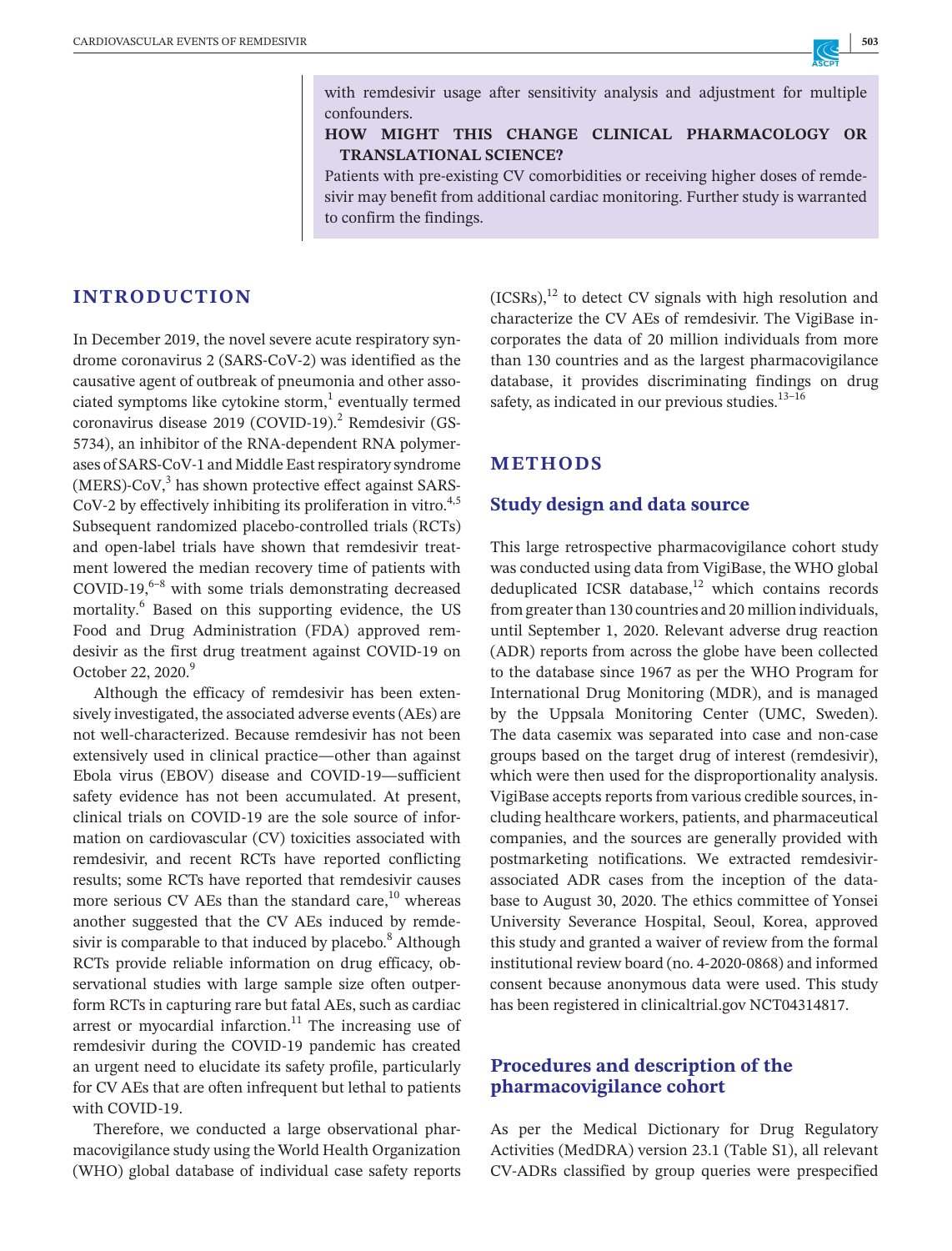with remdesivir usage after sensitivity analysis and adjustment for multiple confounders.

**HOW MIGHT THIS CHANGE CLINICAL PHARMACOLOGY OR TRANSLATIONAL SCIENCE?**

Patients with pre-existing CV comorbidities or receiving higher doses of remdesivir may benefit from additional cardiac monitoring. Further study is warranted to confirm the findings.

## INTRODUCTION

In December 2019, the novel severe acute respiratory syndrome coronavirus 2 (SARS-CoV-2) was identified as the causative agent of outbreak of pneumonia and other associated symptoms like cytokine storm,[1] eventually termed coronavirus disease 2019 (COVID-19).[2] Remdesivir (GS-5734), an inhibitor of the RNA-dependent RNA polymerases of SARS-CoV-1 and Middle East respiratory syndrome (MERS)-CoV,[3] has shown protective effect against SARS-CoV-2 by effectively inhibiting its proliferation in vitro.[4,5] Subsequent randomized placebo-controlled trials (RCTs) and open-label trials have shown that remdesivir treatment lowered the median recovery time of patients with COVID-19,[6–8] with some trials demonstrating decreased mortality.[6] Based on this supporting evidence, the US Food and Drug Administration (FDA) approved remdesivir as the first drug treatment against COVID-19 on October 22, 2020.[9]

Although the efficacy of remdesivir has been extensively investigated, the associated adverse events (AEs) are not well-characterized. Because remdesivir has not been extensively used in clinical practice—other than against Ebola virus (EBOV) disease and COVID-19—sufficient safety evidence has not been accumulated. At present, clinical trials on COVID-19 are the sole source of information on cardiovascular (CV) toxicities associated with remdesivir, and recent RCTs have reported conflicting results; some RCTs have reported that remdesivir causes more serious CV AEs than the standard care,[10] whereas another suggested that the CV AEs induced by remdesivir is comparable to that induced by placebo.[8] Although RCTs provide reliable information on drug efficacy, observational studies with large sample size often outperform RCTs in capturing rare but fatal AEs, such as cardiac arrest or myocardial infarction.[11] The increasing use of remdesivir during the COVID-19 pandemic has created an urgent need to elucidate its safety profile, particularly for CV AEs that are often infrequent but lethal to patients with COVID-19.

Therefore, we conducted a large observational pharmacovigilance study using the World Health Organization (WHO) global database of individual case safety reports (ICSRs),[12] to detect CV signals with high resolution and characterize the CV AEs of remdesivir. The VigiBase incorporates the data of 20 million individuals from more than 130 countries and as the largest pharmacovigilance database, it provides discriminating findings on drug safety, as indicated in our previous studies.[13–16]

## METHODS

### Study design and data source

This large retrospective pharmacovigilance cohort study was conducted using data from VigiBase, the WHO global deduplicated ICSR database,[12] which contains records from greater than 130 countries and 20 million individuals, until September 1, 2020. Relevant adverse drug reaction (ADR) reports from across the globe have been collected to the database since 1967 as per the WHO Program for International Drug Monitoring (MDR), and is managed by the Uppsala Monitoring Center (UMC, Sweden). The data casemix was separated into case and non-case groups based on the target drug of interest (remdesivir), which were then used for the disproportionality analysis. VigiBase accepts reports from various credible sources, including healthcare workers, patients, and pharmaceutical companies, and the sources are generally provided with postmarketing notifications. We extracted remdesivir-associated ADR cases from the inception of the database to August 30, 2020. The ethics committee of Yonsei University Severance Hospital, Seoul, Korea, approved this study and granted a waiver of review from the formal institutional review board (no. 4-2020-0868) and informed consent because anonymous data were used. This study has been registered in clinicaltrial.gov NCT04314817.

### Procedures and description of the pharmacovigilance cohort

As per the Medical Dictionary for Drug Regulatory Activities (MedDRA) version 23.1 (Table S1), all relevant CV-ADRs classified by group queries were prespecified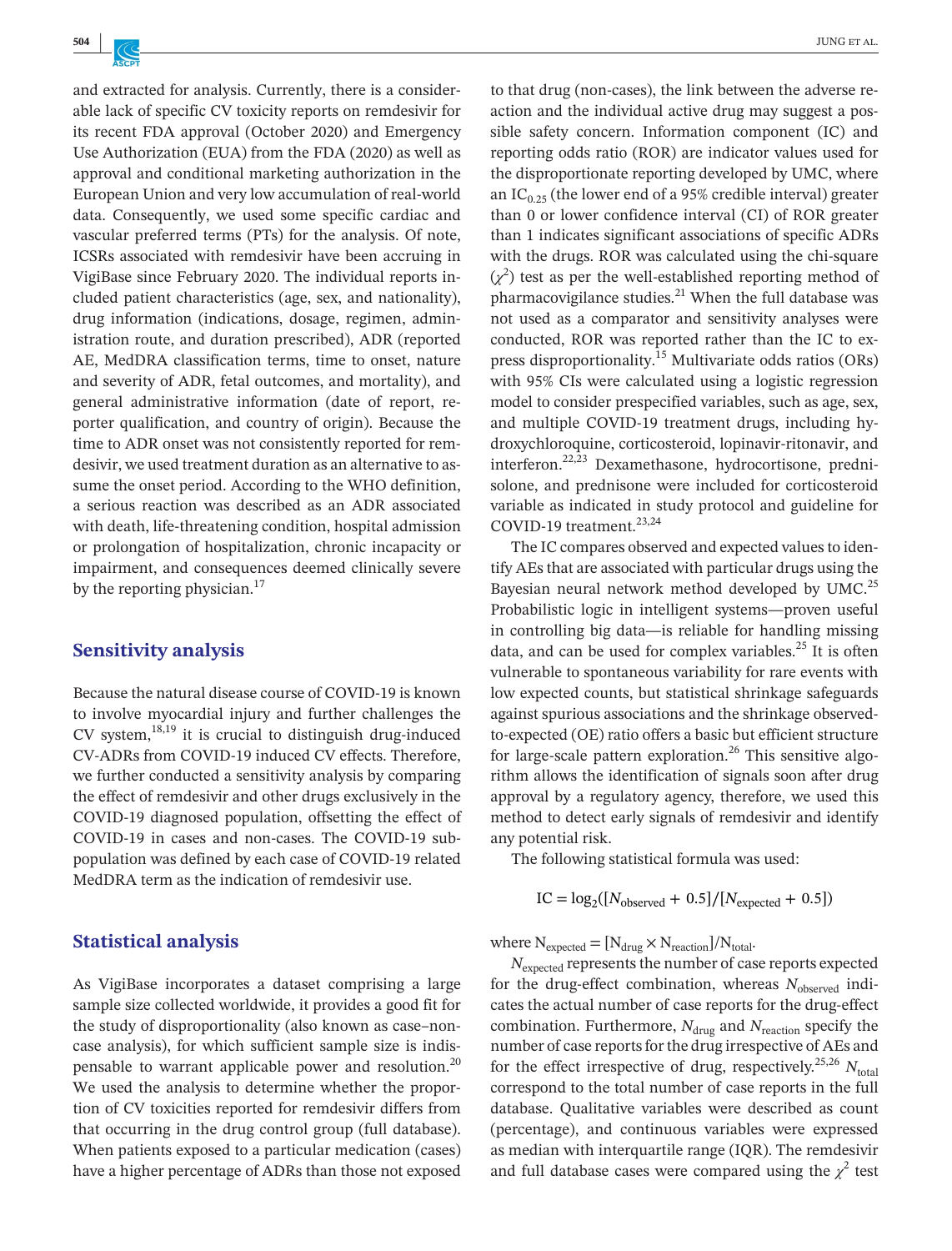and extracted for analysis. Currently, there is a considerable lack of specific CV toxicity reports on remdesivir for its recent FDA approval (October 2020) and Emergency Use Authorization (EUA) from the FDA (2020) as well as approval and conditional marketing authorization in the European Union and very low accumulation of real-world data. Consequently, we used some specific cardiac and vascular preferred terms (PTs) for the analysis. Of note, ICSRs associated with remdesivir have been accruing in VigiBase since February 2020. The individual reports included patient characteristics (age, sex, and nationality), drug information (indications, dosage, regimen, administration route, and duration prescribed), ADR (reported AE, MedDRA classification terms, time to onset, nature and severity of ADR, fetal outcomes, and mortality), and general administrative information (date of report, reporter qualification, and country of origin). Because the time to ADR onset was not consistently reported for remdesivir, we used treatment duration as an alternative to assume the onset period. According to the WHO definition, a serious reaction was described as an ADR associated with death, life-threatening condition, hospital admission or prolongation of hospitalization, chronic incapacity or impairment, and consequences deemed clinically severe by the reporting physician.[17]

## Sensitivity analysis

Because the natural disease course of COVID-19 is known to involve myocardial injury and further challenges the CV system,[18,19] it is crucial to distinguish drug-induced CV-ADRs from COVID-19 induced CV effects. Therefore, we further conducted a sensitivity analysis by comparing the effect of remdesivir and other drugs exclusively in the COVID-19 diagnosed population, offsetting the effect of COVID-19 in cases and non-cases. The COVID-19 subpopulation was defined by each case of COVID-19 related MedDRA term as the indication of remdesivir use.

## Statistical analysis

As VigiBase incorporates a dataset comprising a large sample size collected worldwide, it provides a good fit for the study of disproportionality (also known as case–non-case analysis), for which sufficient sample size is indispensable to warrant applicable power and resolution.[20] We used the analysis to determine whether the proportion of CV toxicities reported for remdesivir differs from that occurring in the drug control group (full database). When patients exposed to a particular medication (cases) have a higher percentage of ADRs than those not exposed to that drug (non-cases), the link between the adverse reaction and the individual active drug may suggest a possible safety concern. Information component (IC) and reporting odds ratio (ROR) are indicator values used for the disproportionate reporting developed by UMC, where an $IC_{0.25}$ (the lower end of a 95% credible interval) greater than 0 or lower confidence interval (CI) of ROR greater than 1 indicates significant associations of specific ADRs with the drugs. ROR was calculated using the chi-square ($\chi^2$) test as per the well-established reporting method of pharmacovigilance studies.[21] When the full database was not used as a comparator and sensitivity analyses were conducted, ROR was reported rather than the IC to express disproportionality.[15] Multivariate odds ratios (ORs) with 95% CIs were calculated using a logistic regression model to consider prespecified variables, such as age, sex, and multiple COVID-19 treatment drugs, including hydroxychloroquine, corticosteroid, lopinavir-ritonavir, and interferon.[22,23] Dexamethasone, hydrocortisone, prednisolone, and prednisone were included for corticosteroid variable as indicated in study protocol and guideline for COVID-19 treatment.[23,24]

The IC compares observed and expected values to identify AEs that are associated with particular drugs using the Bayesian neural network method developed by UMC.[25] Probabilistic logic in intelligent systems—proven useful in controlling big data—is reliable for handling missing data, and can be used for complex variables.[25] It is often vulnerable to spontaneous variability for rare events with low expected counts, but statistical shrinkage safeguards against spurious associations and the shrinkage observed-to-expected (OE) ratio offers a basic but efficient structure for large-scale pattern exploration.[26] This sensitive algorithm allows the identification of signals soon after drug approval by a regulatory agency, therefore, we used this method to detect early signals of remdesivir and identify any potential risk.

The following statistical formula was used:

$$IC = \log_2([N_{\text{observed}} + 0.5]/[N_{\text{expected}} + 0.5])$$

where $N_{\text{expected}} = [N_{\text{drug}} \times N_{\text{reaction}}]/N_{\text{total}}$.

$N_{\text{expected}}$ represents the number of case reports expected for the drug-effect combination, whereas $N_{\text{observed}}$ indicates the actual number of case reports for the drug-effect combination. Furthermore, $N_{\text{drug}}$ and $N_{\text{reaction}}$ specify the number of case reports for the drug irrespective of AEs and for the effect irrespective of drug, respectively.[25,26] $N_{\text{total}}$ correspond to the total number of case reports in the full database. Qualitative variables were described as count (percentage), and continuous variables were expressed as median with interquartile range (IQR). The remdesivir and full database cases were compared using the $\chi^2$ test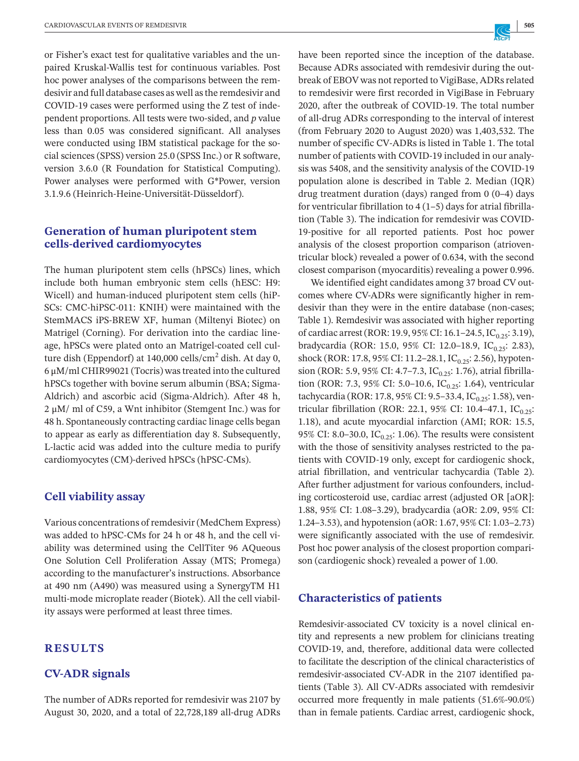or Fisher's exact test for qualitative variables and the unpaired Kruskal-Wallis test for continuous variables. Post hoc power analyses of the comparisons between the remdesivir and full database cases as well as the remdesivir and COVID-19 cases were performed using the Z test of independent proportions. All tests were two-sided, and $p$ value less than 0.05 was considered significant. All analyses were conducted using IBM statistical package for the social sciences (SPSS) version 25.0 (SPSS Inc.) or R software, version 3.6.0 (R Foundation for Statistical Computing). Power analyses were performed with G*Power, version 3.1.9.6 (Heinrich-Heine-Universität-Düsseldorf).

## Generation of human pluripotent stem cells-derived cardiomyocytes

The human pluripotent stem cells (hPSCs) lines, which include both human embryonic stem cells (hESC: H9: Wicell) and human-induced pluripotent stem cells (hiPSCs: CMC-hiPSC-011: KNIH) were maintained with the StemMACS iPS-BREW XF, human (Miltenyi Biotec) on Matrigel (Corning). For derivation into the cardiac lineage, hPSCs were plated onto a Matrigel-coated cell culture dish (Eppendorf) at 140,000 cells/$cm^2$ dish. At day 0, 6 μM/ml CHIR99021 (Tocris) was treated into the cultured hPSCs together with bovine serum albumin (BSA; Sigma-Aldrich) and ascorbic acid (Sigma-Aldrich). After 48 h, 2 μM/ ml of C59, a Wnt inhibitor (Stemgent Inc.) was for 48 h. Spontaneously contracting cardiac linage cells began to appear as early as differentiation day 8. Subsequently, L-lactic acid was added into the culture media to purify cardiomyocytes (CM)-derived hPSCs (hPSC-CMs).

## Cell viability assay

Various concentrations of remdesivir (MedChem Express) was added to hPSC-CMs for 24 h or 48 h, and the cell viability was determined using the CellTiter 96 AQueous One Solution Cell Proliferation Assay (MTS; Promega) according to the manufacturer's instructions. Absorbance at 490 nm (A490) was measured using a SynergyTM H1 multi-mode microplate reader (Biotek). All the cell viability assays were performed at least three times.

# RESULTS

## CV-ADR signals

The number of ADRs reported for remdesivir was 2107 by August 30, 2020, and a total of 22,728,189 all-drug ADRs have been reported since the inception of the database. Because ADRs associated with remdesivir during the outbreak of EBOV was not reported to VigiBase, ADRs related to remdesivir were first recorded in VigiBase in February 2020, after the outbreak of COVID-19. The total number of all-drug ADRs corresponding to the interval of interest (from February 2020 to August 2020) was 1,403,532. The number of specific CV-ADRs is listed in Table 1. The total number of patients with COVID-19 included in our analysis was 5408, and the sensitivity analysis of the COVID-19 population alone is described in Table 2. Median (IQR) drug treatment duration (days) ranged from 0 (0–4) days for ventricular fibrillation to 4 (1–5) days for atrial fibrillation (Table 3). The indication for remdesivir was COVID-19-positive for all reported patients. Post hoc power analysis of the closest proportion comparison (atrioventricular block) revealed a power of 0.634, with the second closest comparison (myocarditis) revealing a power 0.996.

We identified eight candidates among 37 broad CV outcomes where CV-ADRs were significantly higher in remdesivir than they were in the entire database (non-cases; Table 1). Remdesivir was associated with higher reporting of cardiac arrest (ROR: 19.9, 95% CI: 16.1–24.5, $IC_{0.25}$: 3.19), bradycardia (ROR: 15.0, 95% CI: 12.0–18.9, $IC_{0.25}$: 2.83), shock (ROR: 17.8, 95% CI: 11.2–28.1, $IC_{0.25}$: 2.56), hypotension (ROR: 5.9, 95% CI: 4.7–7.3, $IC_{0.25}$: 1.76), atrial fibrillation (ROR: 7.3, 95% CI: 5.0–10.6, $IC_{0.25}$: 1.64), ventricular tachycardia (ROR: 17.8, 95% CI: 9.5–33.4, $IC_{0.25}$: 1.58), ventricular fibrillation (ROR: 22.1, 95% CI: 10.4–47.1, $IC_{0.25}$: 1.18), and acute myocardial infarction (AMI; ROR: 15.5, 95% CI: 8.0–30.0, $IC_{0.25}$: 1.06). The results were consistent with the those of sensitivity analyses restricted to the patients with COVID-19 only, except for cardiogenic shock, atrial fibrillation, and ventricular tachycardia (Table 2). After further adjustment for various confounders, including corticosteroid use, cardiac arrest (adjusted OR [aOR]: 1.88, 95% CI: 1.08–3.29), bradycardia (aOR: 2.09, 95% CI: 1.24–3.53), and hypotension (aOR: 1.67, 95% CI: 1.03–2.73) were significantly associated with the use of remdesivir. Post hoc power analysis of the closest proportion comparison (cardiogenic shock) revealed a power of 1.00.

## Characteristics of patients

Remdesivir-associated CV toxicity is a novel clinical entity and represents a new problem for clinicians treating COVID-19, and, therefore, additional data were collected to facilitate the description of the clinical characteristics of remdesivir-associated CV-ADR in the 2107 identified patients (Table 3). All CV-ADRs associated with remdesivir occurred more frequently in male patients (51.6%-90.0%) than in female patients. Cardiac arrest, cardiogenic shock,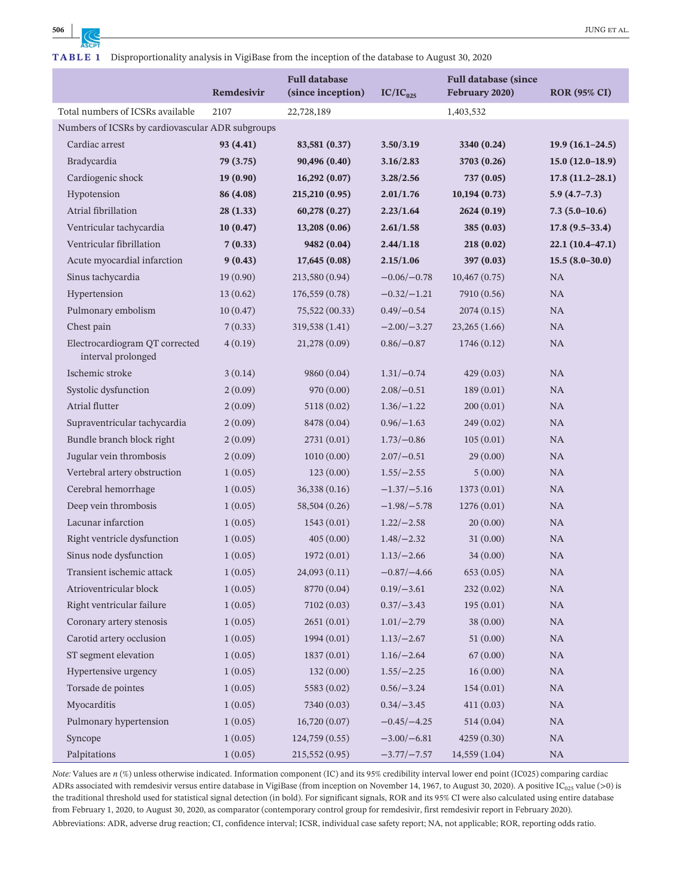**TABLE 1** Disproportionality analysis in VigiBase from the inception of the database to August 30, 2020

| | Remdesivir | Full database (since inception) | IC/$IC_{025}$ | Full database (since February 2020) | ROR (95% CI) |
|---|---|---|---|---|---|
| Total numbers of ICSRs available | 2107 | 22,728,189 | | 1,403,532 | |
| Numbers of ICSRs by cardiovascular ADR subgroups | | | | | |
| Cardiac arrest | **93 (4.41)** | **83,581 (0.37)** | **3.50/3.19** | **3340 (0.24)** | **19.9 (16.1–24.5)** |
| Bradycardia | **79 (3.75)** | **90,496 (0.40)** | **3.16/2.83** | **3703 (0.26)** | **15.0 (12.0–18.9)** |
| Cardiogenic shock | **19 (0.90)** | **16,292 (0.07)** | **3.28/2.56** | **737 (0.05)** | **17.8 (11.2–28.1)** |
| Hypotension | **86 (4.08)** | **215,210 (0.95)** | **2.01/1.76** | **10,194 (0.73)** | **5.9 (4.7–7.3)** |
| Atrial fibrillation | **28 (1.33)** | **60,278 (0.27)** | **2.23/1.64** | **2624 (0.19)** | **7.3 (5.0–10.6)** |
| Ventricular tachycardia | **10 (0.47)** | **13,208 (0.06)** | **2.61/1.58** | **385 (0.03)** | **17.8 (9.5–33.4)** |
| Ventricular fibrillation | **7 (0.33)** | **9482 (0.04)** | **2.44/1.18** | **218 (0.02)** | **22.1 (10.4–47.1)** |
| Acute myocardial infarction | **9 (0.43)** | **17,645 (0.08)** | **2.15/1.06** | **397 (0.03)** | **15.5 (8.0–30.0)** |
| Sinus tachycardia | 19 (0.90) | 213,580 (0.94) | −0.06/−0.78 | 10,467 (0.75) | NA |
| Hypertension | 13 (0.62) | 176,559 (0.78) | −0.32/−1.21 | 7910 (0.56) | NA |
| Pulmonary embolism | 10 (0.47) | 75,522 (00.33) | 0.49/−0.54 | 2074 (0.15) | NA |
| Chest pain | 7 (0.33) | 319,538 (1.41) | −2.00/−3.27 | 23,265 (1.66) | NA |
| Electrocardiogram QT corrected interval prolonged | 4 (0.19) | 21,278 (0.09) | 0.86/−0.87 | 1746 (0.12) | NA |
| Ischemic stroke | 3 (0.14) | 9860 (0.04) | 1.31/−0.74 | 429 (0.03) | NA |
| Systolic dysfunction | 2 (0.09) | 970 (0.00) | 2.08/−0.51 | 189 (0.01) | NA |
| Atrial flutter | 2 (0.09) | 5118 (0.02) | 1.36/−1.22 | 200 (0.01) | NA |
| Supraventricular tachycardia | 2 (0.09) | 8478 (0.04) | 0.96/−1.63 | 249 (0.02) | NA |
| Bundle branch block right | 2 (0.09) | 2731 (0.01) | 1.73/−0.86 | 105 (0.01) | NA |
| Jugular vein thrombosis | 2 (0.09) | 1010 (0.00) | 2.07/−0.51 | 29 (0.00) | NA |
| Vertebral artery obstruction | 1 (0.05) | 123 (0.00) | 1.55/−2.55 | 5 (0.00) | NA |
| Cerebral hemorrhage | 1 (0.05) | 36,338 (0.16) | −1.37/−5.16 | 1373 (0.01) | NA |
| Deep vein thrombosis | 1 (0.05) | 58,504 (0.26) | −1.98/−5.78 | 1276 (0.01) | NA |
| Lacunar infarction | 1 (0.05) | 1543 (0.01) | 1.22/−2.58 | 20 (0.00) | NA |
| Right ventricle dysfunction | 1 (0.05) | 405 (0.00) | 1.48/−2.32 | 31 (0.00) | NA |
| Sinus node dysfunction | 1 (0.05) | 1972 (0.01) | 1.13/−2.66 | 34 (0.00) | NA |
| Transient ischemic attack | 1 (0.05) | 24,093 (0.11) | −0.87/−4.66 | 653 (0.05) | NA |
| Atrioventricular block | 1 (0.05) | 8770 (0.04) | 0.19/−3.61 | 232 (0.02) | NA |
| Right ventricular failure | 1 (0.05) | 7102 (0.03) | 0.37/−3.43 | 195 (0.01) | NA |
| Coronary artery stenosis | 1 (0.05) | 2651 (0.01) | 1.01/−2.79 | 38 (0.00) | NA |
| Carotid artery occlusion | 1 (0.05) | 1994 (0.01) | 1.13/−2.67 | 51 (0.00) | NA |
| ST segment elevation | 1 (0.05) | 1837 (0.01) | 1.16/−2.64 | 67 (0.00) | NA |
| Hypertensive urgency | 1 (0.05) | 132 (0.00) | 1.55/−2.25 | 16 (0.00) | NA |
| Torsade de pointes | 1 (0.05) | 5583 (0.02) | 0.56/−3.24 | 154 (0.01) | NA |
| Myocarditis | 1 (0.05) | 7340 (0.03) | 0.34/−3.45 | 411 (0.03) | NA |
| Pulmonary hypertension | 1 (0.05) | 16,720 (0.07) | −0.45/−4.25 | 514 (0.04) | NA |
| Syncope | 1 (0.05) | 124,759 (0.55) | −3.00/−6.81 | 4259 (0.30) | NA |
| Palpitations | 1 (0.05) | 215,552 (0.95) | −3.77/−7.57 | 14,559 (1.04) | NA |

*Note:* Values are *n* (%) unless otherwise indicated. Information component (IC) and its 95% credibility interval lower end point (IC025) comparing cardiac ADRs associated with remdesivir versus entire database in VigiBase (from inception on November 14, 1967, to August 30, 2020). A positive $IC_{025}$ value (>0) is the traditional threshold used for statistical signal detection (in bold). For significant signals, ROR and its 95% CI were also calculated using entire database from February 1, 2020, to August 30, 2020, as comparator (contemporary control group for remdesivir, first remdesivir report in February 2020).

Abbreviations: ADR, adverse drug reaction; CI, confidence interval; ICSR, individual case safety report; NA, not applicable; ROR, reporting odds ratio.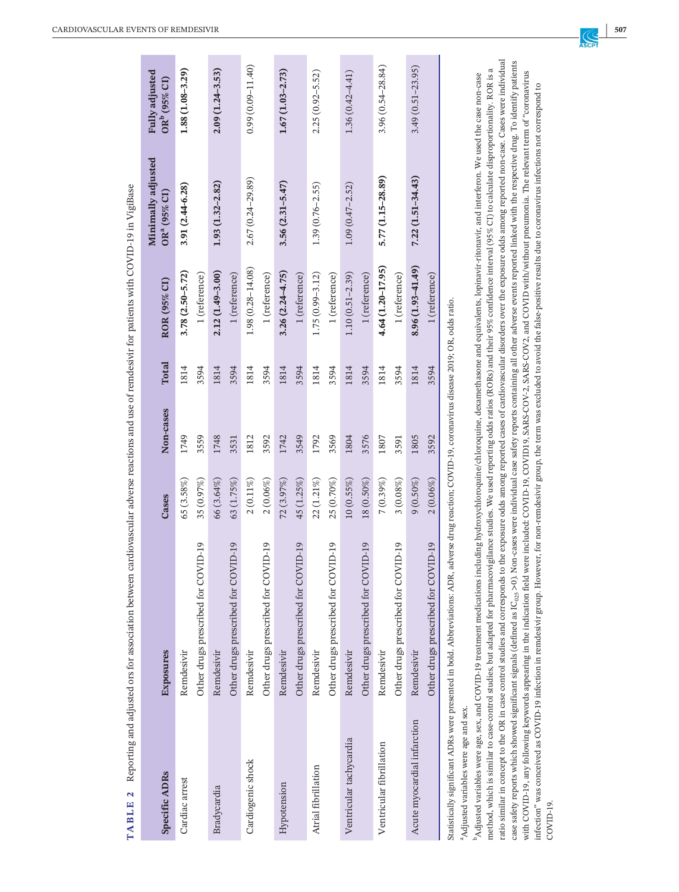**TABLE 2** Reporting and adjusted ors for association between cardiovascular adverse reactions and use of remdesivir for patients with COVID-19 in VigiBase

| Specific ADRs | Exposures | Cases | Non-cases | Total | ROR (95% CI) | Minimally adjusted OR[a] (95% CI) | Fully adjusted OR[b] (95% CI) |
|---|---|---|---|---|---|---|---|
| Cardiac arrest | Remdesivir | 65 (3.58%) | 1749 | 1814 | **3.78 (2.50–5.72)** | **3.91 (2.44-6.28)** | **1.88 (1.08–3.29)** |
| | Other drugs prescribed for COVID-19 | 35 (0.97%) | 3559 | 3594 | 1 (reference) | | |
| Bradycardia | Remdesivir | 66 (3.64%) | 1748 | 1814 | **2.12 (1.49–3.00)** | **1.93 (1.32–2.82)** | **2.09 (1.24–3.53)** |
| | Other drugs prescribed for COVID-19 | 63 (1.75%) | 3531 | 3594 | 1 (reference) | | |
| Cardiogenic shock | Remdesivir | 2 (0.11%) | 1812 | 1814 | 1.98 (0.28–14.08) | 2.67 (0.24–29.89) | 0.99 (0.09–11.40) |
| | Other drugs prescribed for COVID-19 | 2 (0.06%) | 3592 | 3594 | 1 (reference) | | |
| Hypotension | Remdesivir | 72 (3.97%) | 1742 | 1814 | **3.26 (2.24–4.75)** | **3.56 (2.31–5.47)** | **1.67 (1.03–2.73)** |
| | Other drugs prescribed for COVID-19 | 45 (1.25%) | 3549 | 3594 | 1 (reference) | | |
| Atrial fibrillation | Remdesivir | 22 (1.21%) | 1792 | 1814 | 1.75 (0.99–3.12) | 1.39 (0.76–2.55) | 2.25 (0.92–5.52) |
| | Other drugs prescribed for COVID-19 | 25 (0.70%) | 3569 | 3594 | 1 (reference) | | |
| Ventricular tachycardia | Remdesivir | 10 (0.55%) | 1804 | 1814 | 1.10 (0.51–2.39) | 1.09 (0.47–2.52) | 1.36 (0.42–4.41) |
| | Other drugs prescribed for COVID-19 | 18 (0.50%) | 3576 | 3594 | 1 (reference) | | |
| Ventricular fibrillation | Remdesivir | 7 (0.39%) | 1807 | 1814 | **4.64 (1.20–17.95)** | **5.77 (1.15–28.89)** | 3.96 (0.54–28.84) |
| | Other drugs prescribed for COVID-19 | 3 (0.08%) | 3591 | 3594 | 1 (reference) | | |
| Acute myocardial infarction | Remdesivir | 9 (0.50%) | 1805 | 1814 | **8.96 (1.93–41.49)** | **7.22 (1.51–34.43)** | 3.49 (0.51–23.95) |
| | Other drugs prescribed for COVID-19 | 2 (0.06%) | 3592 | 3594 | 1 (reference) | | |

Statistically significant ADRs were presented in bold. Abbreviations: ADR, adverse drug reaction; COVID-19, coronavirus disease 2019; OR, odds ratio.

[a]Adjusted variables were age and sex.

[b]Adjusted variables were age, sex, and COVID-19 treatment medications including hydroxychloroquine/chloroquine, dexamethasone and equivalents, lopinavir-ritonavir, and interferon. We used the case non-case method, which is similar to case-control studies, but adapted for pharmacovigilance studies. We used reporting odds ratios (RORs) and their 95% confidence interval (95% CI) to calculate disproportionality. ROR is a ratio similar in concept to the OR in case control studies and corresponds to the exposure odds among reported cases of cardiovascular disorders over the exposure odds among reported non-case. Cases were individual case safety reports which showed significant signals (defined as $IC_{025} > 0$). Non-cases were individual case safety reports containing all other adverse events reported linked with the respective drug. To identify patients with COVID-19, any following keywords appearing in the indication field were included: COVID-19, COVID19, SARS-COV-2, SARS-COV2, and COVID with/without pneumonia. The relevant term of "coronavirus infection" was conceived as COVID-19 infection in remdesivir group. However, for non-remdesivir group, the term was excluded to avoid the false-positive results due to coronavirus infections not correspond to COVID-19.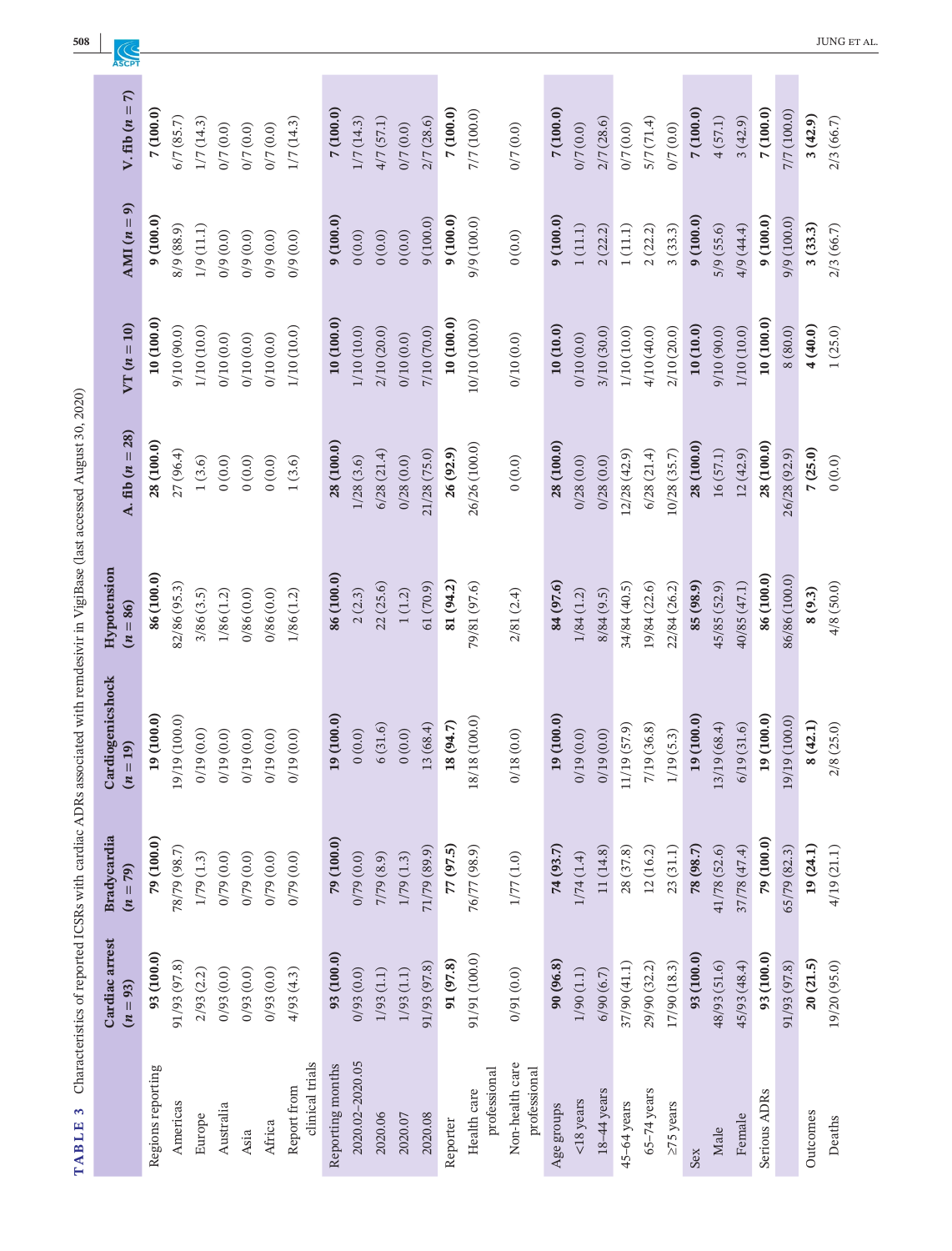**TABLE 3** Characteristics of reported ICSRs with cardiac ADRs associated with remdesivir in VigiBase (last accessed August 30, 2020)

| | Cardiac arrest ($n = 93$) | Bradycardia ($n = 79$) | Cardiogenicshock ($n = 19$) | Hypotension ($n = 86$) | A. fib ($n = 28$) | VT ($n = 10$) | AMI ($n = 9$) | V. fib ($n = 7$) |
|---|---|---|---|---|---|---|---|---|
| Regions reporting | **93 (100.0)** | **79 (100.0)** | **19 (100.0)** | **86 (100.0)** | **28 (100.0)** | **10 (100.0)** | **9 (100.0)** | **7 (100.0)** |
| Americas | 91/93 (97.8) | 78/79 (98.7) | 19/19 (100.0) | 82/86 (95.3) | 27 (96.4) | 9/10 (90.0) | 8/9 (88.9) | 6/7 (85.7) |
| Europe | 2/93 (2.2) | 1/79 (1.3) | 0/19 (0.0) | 3/86 (3.5) | 1 (3.6) | 1/10 (10.0) | 1/9 (11.1) | 1/7 (14.3) |
| Australia | 0/93 (0.0) | 0/79 (0.0) | 0/19 (0.0) | 1/86 (1.2) | 0 (0.0) | 0/10 (0.0) | 0/9 (0.0) | 0/7 (0.0) |
| Asia | 0/93 (0.0) | 0/79 (0.0) | 0/19 (0.0) | 0/86 (0.0) | 0 (0.0) | 0/10 (0.0) | 0/9 (0.0) | 0/7 (0.0) |
| Africa | 0/93 (0.0) | 0/79 (0.0) | 0/19 (0.0) | 0/86 (0.0) | 0 (0.0) | 0/10 (0.0) | 0/9 (0.0) | 0/7 (0.0) |
| Report from clinical trials | 4/93 (4.3) | 0/79 (0.0) | 0/19 (0.0) | 1/86 (1.2) | 1 (3.6) | 1/10 (10.0) | 0/9 (0.0) | 1/7 (14.3) |
| Reporting months | **93 (100.0)** | **79 (100.0)** | **19 (100.0)** | **86 (100.0)** | **28 (100.0)** | **10 (100.0)** | **9 (100.0)** | **7 (100.0)** |
| 2020.02–2020.05 | 0/93 (0.0) | 0/79 (0.0) | 0 (0.0) | 2 (2.3) | 1/28 (3.6) | 1/10 (10.0) | 0 (0.0) | 1/7 (14.3) |
| 2020.06 | 1/93 (1.1) | 7/79 (8.9) | 6 (31.6) | 22 (25.6) | 6/28 (21.4) | 2/10 (20.0) | 0 (0.0) | 4/7 (57.1) |
| 2020.07 | 1/93 (1.1) | 1/79 (1.3) | 0 (0.0) | 1 (1.2) | 0/28 (0.0) | 0/10 (0.0) | 0 (0.0) | 0/7 (0.0) |
| 2020.08 | 91/93 (97.8) | 71/79 (89.9) | 13 (68.4) | 61 (70.9) | 21/28 (75.0) | 7/10 (70.0) | 9 (100.0) | 2/7 (28.6) |
| Reporter | **91 (97.8)** | **77 (97.5)** | **18 (94.7)** | **81 (94.2)** | **26 (92.9)** | **10 (100.0)** | **9 (100.0)** | **7 (100.0)** |
| Health care professional | 91/91 (100.0) | 76/77 (98.9) | 18/18 (100.0) | 79/81 (97.6) | 26/26 (100.0) | 10/10 (100.0) | 9/9 (100.0) | 7/7 (100.0) |
| Non-health care professional | 0/91 (0.0) | 1/77 (1.0) | 0/18 (0.0) | 2/81 (2.4) | 0 (0.0) | 0/10 (0.0) | 0 (0.0) | 0/7 (0.0) |
| Age groups | **90 (96.8)** | **74 (93.7)** | **19 (100.0)** | **84 (97.6)** | **28 (100.0)** | **10 (10.0)** | **9 (100.0)** | **7 (100.0)** |
| <18 years | 1/90 (1.1) | 1/74 (1.4) | 0/19 (0.0) | 1/84 (1.2) | 0/28 (0.0) | 0/10 (0.0) | 1 (11.1) | 0/7 (0.0) |
| 18–44 years | 6/90 (6.7) | 11 (14.8) | 0/19 (0.0) | 8/84 (9.5) | 0/28 (0.0) | 3/10 (30.0) | 2 (22.2) | 2/7 (28.6) |
| 45–64 years | 37/90 (41.1) | 28 (37.8) | 11/19 (57.9) | 34/84 (40.5) | 12/28 (42.9) | 1/10 (10.0) | 1 (11.1) | 0/7 (0.0) |
| 65–74 years | 29/90 (32.2) | 12 (16.2) | 7/19 (36.8) | 19/84 (22.6) | 6/28 (21.4) | 4/10 (40.0) | 2 (22.2) | 5/7 (71.4) |
| ≥75 years | 17/90 (18.3) | 23 (31.1) | 1/19 (5.3) | 22/84 (26.2) | 10/28 (35.7) | 2/10 (20.0) | 3 (33.3) | 0/7 (0.0) |
| Sex | **93 (100.0)** | **78 (98.7)** | **19 (100.0)** | **85 (98.9)** | **28 (100.0)** | **10 (10.0)** | **9 (100.0)** | **7 (100.0)** |
| Male | 48/93 (51.6) | 41/78 (52.6) | 13/19 (68.4) | 45/85 (52.9) | 16 (57.1) | 9/10 (90.0) | 5/9 (55.6) | 4 (57.1) |
| Female | 45/93 (48.4) | 37/78 (47.4) | 6/19 (31.6) | 40/85 (47.1) | 12 (42.9) | 1/10 (10.0) | 4/9 (44.4) | 3 (42.9) |
| Serious ADRs | **93 (100.0)** | **79 (100.0)** | **19 (100.0)** | **86 (100.0)** | **28 (100.0)** | **10 (100.0)** | **9 (100.0)** | **7 (100.0)** |
| | 91/93 (97.8) | 65/79 (82.3) | 19/19 (100.0) | 86/86 (100.0) | 26/28 (92.9) | 8 (80.0) | 9/9 (100.0) | 7/7 (100.0) |
| Outcomes | **20 (21.5)** | **19 (24.1)** | **8 (42.1)** | **8 (9.3)** | **7 (25.0)** | **4 (40.0)** | **3 (33.3)** | **3 (42.9)** |
| Deaths | 19/20 (95.0) | 4/19 (21.1) | 2/8 (25.0) | 4/8 (50.0) | 0 (0.0) | 1 (25.0) | 2/3 (66.7) | 2/3 (66.7) |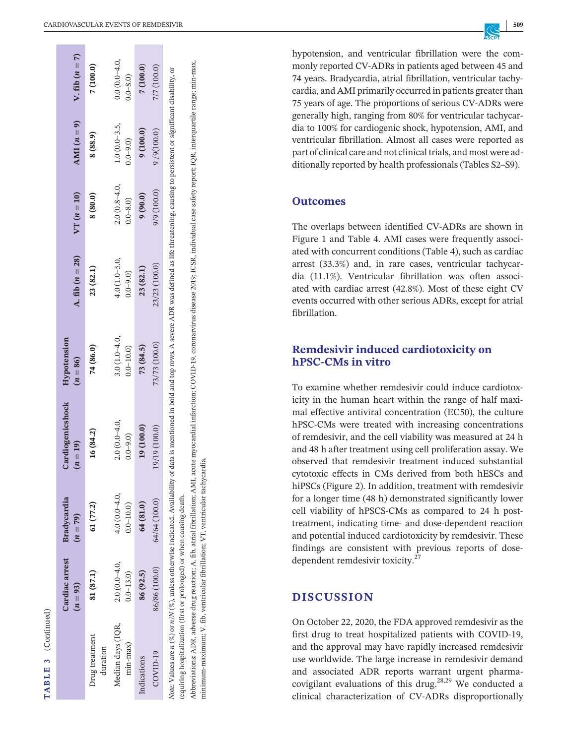**TABLE 3** (Continued)

| | Cardiac arrest (n = 93) | Bradycardia (n = 79) | Cardiogenicshock (n = 19) | Hypotension (n = 86) | A. fib (n = 28) | VT (n = 10) | AMI (n = 9) | V. fib (n = 7) |
|---|---|---|---|---|---|---|---|---|
| Drug treatment duration | **81 (87.1)** | **61 (77.2)** | **16 (84.2)** | **74 (86.0)** | **23 (82.1)** | **8 (80.0)** | **8 (88.9)** | **7 (100.0)** |
| Median days (IQR, min-max) | 2.0 (0.0–4.0, 0.0–13.0) | 4.0 (0.0–4.0, 0.0–10.0) | 2.0 (0.0–4.0, 0.0–9.0) | 3.0 (1.0–4.0, 0.0–10.0) | 4.0 (1.0–5.0, 0.0–9.0) | 2.0 (0.8–4.0, 0.0–8.0) | 1.0 (0.0–3.5, 0.0–9.0) | 0.0 (0.0–4.0, 0.0–8.0) |
| Indications | **86 (92.5)** | **64 (81.0)** | **19 (100.0)** | **73 (84.5)** | **23 (82.1)** | **9 (90.0)** | **9 (100.0)** | **7 (100.0)** |
| COVID-19 | 86/86 (100.0) | 64/64 (100.0) | 19/19 (100.0) | 73/73 (100.0) | 23/23 (100.0) | 9/9 (100.0) | 9 /9(100.0) | 7/7 (100.0) |

*Note*: Values are *n* (%) or *n*/*N* (%), unless otherwise indicated. Availability of data is mentioned in bold and top rows. A severe ADR was defined as life threatening, causing to persistent or significant disability, or requiring hospitalization (first or prolonged) or when causing death.

Abbreviations: ADR, adverse drug reaction; A. fib, atrial fibrillation; AMI, acute myocardial infarction; COVID-19, coronarvirus disease 2019; ICSR, individual case safety report; IQR, interquartile range; min-max, minimum-maximum; V. fib, ventricular fibrillation; VT, ventricular tachycardia.

hypotension, and ventricular fibrillation were the commonly reported CV-ADRs in patients aged between 45 and 74 years. Bradycardia, atrial fibrillation, ventricular tachycardia, and AMI primarily occurred in patients greater than 75 years of age. The proportions of serious CV-ADRs were generally high, ranging from 80% for ventricular tachycardia to 100% for cardiogenic shock, hypotension, AMI, and ventricular fibrillation. Almost all cases were reported as part of clinical care and not clinical trials, and most were additionally reported by health professionals (Tables S2–S9).

## Outcomes

The overlaps between identified CV-ADRs are shown in Figure 1 and Table 4. AMI cases were frequently associated with concurrent conditions (Table 4), such as cardiac arrest (33.3%) and, in rare cases, ventricular tachycardia (11.1%). Ventricular fibrillation was often associated with cardiac arrest (42.8%). Most of these eight CV events occurred with other serious ADRs, except for atrial fibrillation.

## Remdesivir induced cardiotoxicity on hPSC-CMs in vitro

To examine whether remdesivir could induce cardiotoxicity in the human heart within the range of half maximal effective antiviral concentration (EC50), the culture hPSC-CMs were treated with increasing concentrations of remdesivir, and the cell viability was measured at 24 h and 48 h after treatment using cell proliferation assay. We observed that remdesivir treatment induced substantial cytotoxic effects in CMs derived from both hESCs and hiPSCs (Figure 2). In addition, treatment with remdesivir for a longer time (48 h) demonstrated significantly lower cell viability of hPSCS-CMs as compared to 24 h post-treatment, indicating time- and dose-dependent reaction and potential induced cardiotoxicity by remdesivir. These findings are consistent with previous reports of dose-dependent remdesivir toxicity.[27]

# DISCUSSION

On October 22, 2020, the FDA approved remdesivir as the first drug to treat hospitalized patients with COVID-19, and the approval may have rapidly increased remdesivir use worldwide. The large increase in remdesivir demand and associated ADR reports warrant urgent pharmacovigilant evaluations of this drug.[28,29] We conducted a clinical characterization of CV-ADRs disproportionally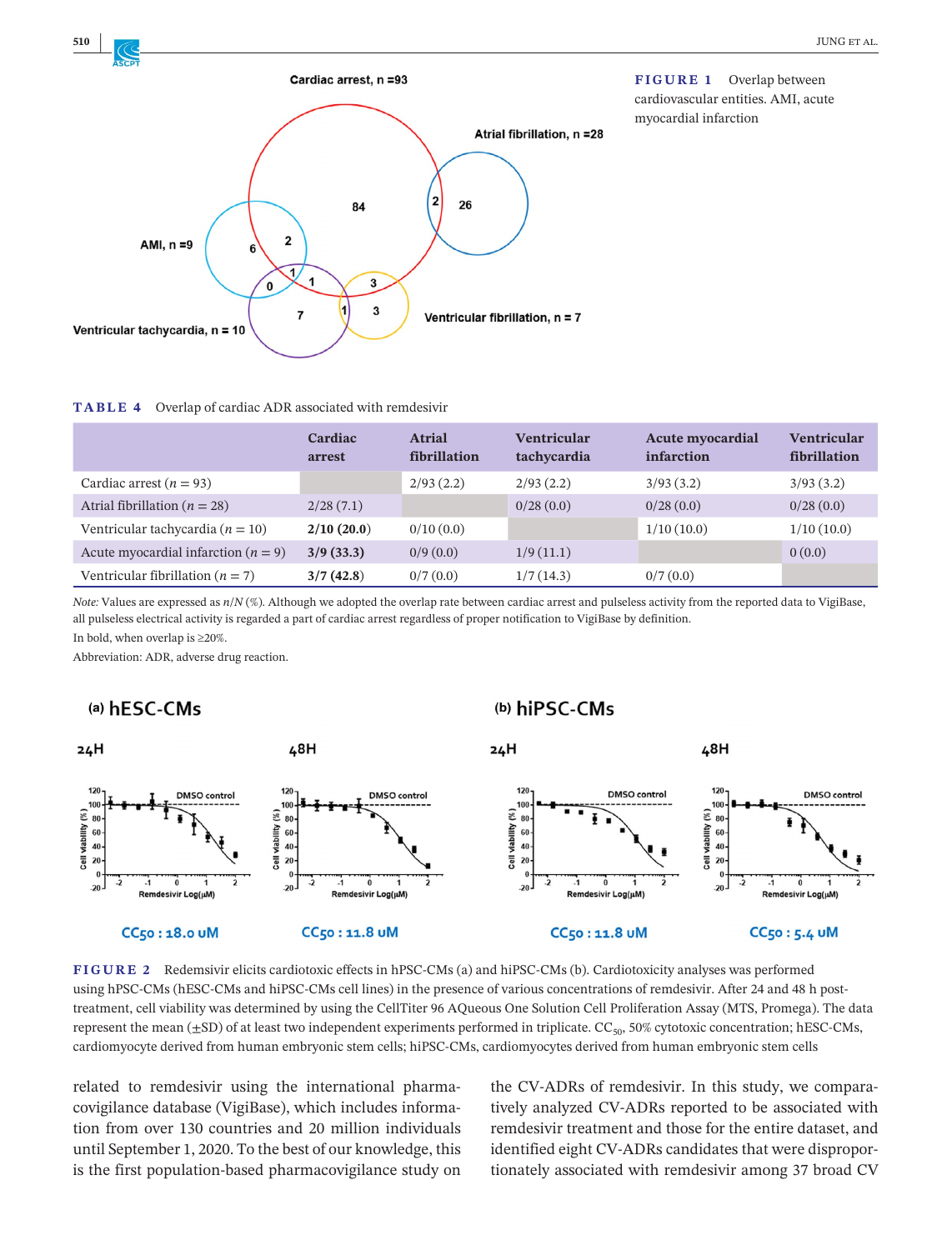FIGURE 1 Overlap between cardiovascular entities. AMI, acute myocardial infarction

TABLE 4 Overlap of cardiac ADR associated with remdesivir

| | Cardiac arrest | Atrial fibrillation | Ventricular tachycardia | Acute myocardial infarction | Ventricular fibrillation |
|---|---|---|---|---|---|
| Cardiac arrest ($n$ = 93) | | 2/93 (2.2) | 2/93 (2.2) | 3/93 (3.2) | 3/93 (3.2) |
| Atrial fibrillation ($n$ = 28) | 2/28 (7.1) | | 0/28 (0.0) | 0/28 (0.0) | 0/28 (0.0) |
| Ventricular tachycardia ($n$ = 10) | **2/10 (20.0)** | 0/10 (0.0) | | 1/10 (10.0) | 1/10 (10.0) |
| Acute myocardial infarction ($n$ = 9) | **3/9 (33.3)** | 0/9 (0.0) | 1/9 (11.1) | | 0 (0.0) |
| Ventricular fibrillation ($n$ = 7) | **3/7 (42.8)** | 0/7 (0.0) | 1/7 (14.3) | 0/7 (0.0) | |

*Note:* Values are expressed as $n/N$ (%). Although we adopted the overlap rate between cardiac arrest and pulseless activity from the reported data to VigiBase, all pulseless electrical activity is regarded a part of cardiac arrest regardless of proper notification to VigiBase by definition.

In bold, when overlap is ≥20%.

Abbreviation: ADR, adverse drug reaction.

FIGURE 2 Redemsivir elicits cardiotoxic effects in hPSC-CMs (a) and hiPSC-CMs (b). Cardiotoxicity analyses was performed using hPSC-CMs (hESC-CMs and hiPSC-CMs cell lines) in the presence of various concentrations of remdesivir. After 24 and 48 h post-treatment, cell viability was determined by using the CellTiter 96 AQueous One Solution Cell Proliferation Assay (MTS, Promega). The data represent the mean (±SD) of at least two independent experiments performed in triplicate. $CC_{50}$, 50% cytotoxic concentration; hESC-CMs, cardiomyocyte derived from human embryonic stem cells; hiPSC-CMs, cardiomyocytes derived from human embryonic stem cells

related to remdesivir using the international pharmacovigilance database (VigiBase), which includes information from over 130 countries and 20 million individuals until September 1, 2020. To the best of our knowledge, this is the first population-based pharmacovigilance study on the CV-ADRs of remdesivir. In this study, we comparatively analyzed CV-ADRs reported to be associated with remdesivir treatment and those for the entire dataset, and identified eight CV-ADRs candidates that were disproportionately associated with remdesivir among 37 broad CV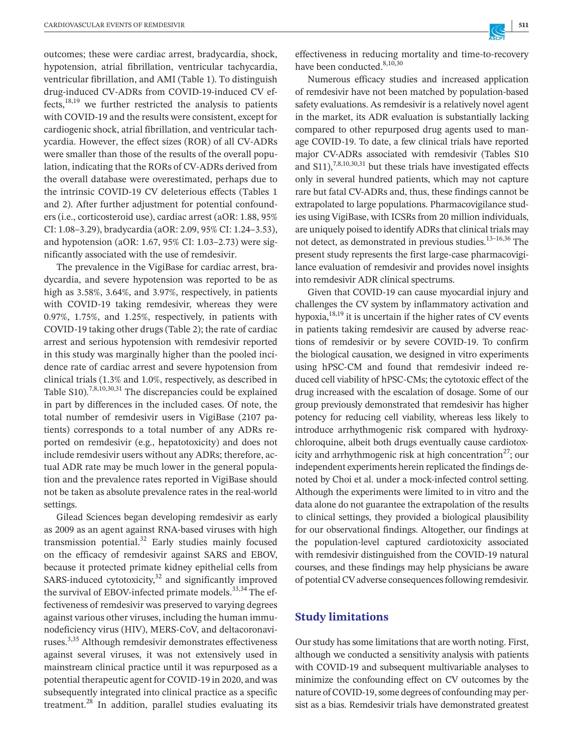outcomes; these were cardiac arrest, bradycardia, shock, hypotension, atrial fibrillation, ventricular tachycardia, ventricular fibrillation, and AMI (Table 1). To distinguish drug-induced CV-ADRs from COVID-19-induced CV effects,[18,19] we further restricted the analysis to patients with COVID-19 and the results were consistent, except for cardiogenic shock, atrial fibrillation, and ventricular tachycardia. However, the effect sizes (ROR) of all CV-ADRs were smaller than those of the results of the overall population, indicating that the RORs of CV-ADRs derived from the overall database were overestimated, perhaps due to the intrinsic COVID-19 CV deleterious effects (Tables 1 and 2). After further adjustment for potential confounders (i.e., corticosteroid use), cardiac arrest (aOR: 1.88, 95% CI: 1.08–3.29), bradycardia (aOR: 2.09, 95% CI: 1.24–3.53), and hypotension (aOR: 1.67, 95% CI: 1.03–2.73) were significantly associated with the use of remdesivir.

The prevalence in the VigiBase for cardiac arrest, bradycardia, and severe hypotension was reported to be as high as 3.58%, 3.64%, and 3.97%, respectively, in patients with COVID-19 taking remdesivir, whereas they were 0.97%, 1.75%, and 1.25%, respectively, in patients with COVID-19 taking other drugs (Table 2); the rate of cardiac arrest and serious hypotension with remdesivir reported in this study was marginally higher than the pooled incidence rate of cardiac arrest and severe hypotension from clinical trials (1.3% and 1.0%, respectively, as described in Table S10).[7,8,10,30,31] The discrepancies could be explained in part by differences in the included cases. Of note, the total number of remdesivir users in VigiBase (2107 patients) corresponds to a total number of any ADRs reported on remdesivir (e.g., hepatotoxicity) and does not include remdesivir users without any ADRs; therefore, actual ADR rate may be much lower in the general population and the prevalence rates reported in VigiBase should not be taken as absolute prevalence rates in the real-world settings.

Gilead Sciences began developing remdesivir as early as 2009 as an agent against RNA-based viruses with high transmission potential.[32] Early studies mainly focused on the efficacy of remdesivir against SARS and EBOV, because it protected primate kidney epithelial cells from SARS-induced cytotoxicity,[32] and significantly improved the survival of EBOV-infected primate models.[33,34] The effectiveness of remdesivir was preserved to varying degrees against various other viruses, including the human immunodeficiency virus (HIV), MERS-CoV, and deltacoronaviruses.[3,35] Although remdesivir demonstrates effectiveness against several viruses, it was not extensively used in mainstream clinical practice until it was repurposed as a potential therapeutic agent for COVID-19 in 2020, and was subsequently integrated into clinical practice as a specific treatment.[28] In addition, parallel studies evaluating its effectiveness in reducing mortality and time-to-recovery have been conducted.[8,10,30]

Numerous efficacy studies and increased application of remdesivir have not been matched by population-based safety evaluations. As remdesivir is a relatively novel agent in the market, its ADR evaluation is substantially lacking compared to other repurposed drug agents used to manage COVID-19. To date, a few clinical trials have reported major CV-ADRs associated with remdesivir (Tables S10 and S11),[7,8,10,30,31] but these trials have investigated effects only in several hundred patients, which may not capture rare but fatal CV-ADRs and, thus, these findings cannot be extrapolated to large populations. Pharmacovigilance studies using VigiBase, with ICSRs from 20 million individuals, are uniquely poised to identify ADRs that clinical trials may not detect, as demonstrated in previous studies.[13–16,36] The present study represents the first large-case pharmacovigilance evaluation of remdesivir and provides novel insights into remdesivir ADR clinical spectrums.

Given that COVID-19 can cause myocardial injury and challenges the CV system by inflammatory activation and hypoxia,[18,19] it is uncertain if the higher rates of CV events in patients taking remdesivir are caused by adverse reactions of remdesivir or by severe COVID-19. To confirm the biological causation, we designed in vitro experiments using hPSC-CM and found that remdesivir indeed reduced cell viability of hPSC-CMs; the cytotoxic effect of the drug increased with the escalation of dosage. Some of our group previously demonstrated that remdesivir has higher potency for reducing cell viability, whereas less likely to introduce arrhythmogenic risk compared with hydroxychloroquine, albeit both drugs eventually cause cardiotoxicity and arrhythmogenic risk at high concentration[27]; our independent experiments herein replicated the findings denoted by Choi et al. under a mock-infected control setting. Although the experiments were limited to in vitro and the data alone do not guarantee the extrapolation of the results to clinical settings, they provided a biological plausibility for our observational findings. Altogether, our findings at the population-level captured cardiotoxicity associated with remdesivir distinguished from the COVID-19 natural courses, and these findings may help physicians be aware of potential CV adverse consequences following remdesivir.

## Study limitations

Our study has some limitations that are worth noting. First, although we conducted a sensitivity analysis with patients with COVID-19 and subsequent multivariable analyses to minimize the confounding effect on CV outcomes by the nature of COVID-19, some degrees of confounding may persist as a bias. Remdesivir trials have demonstrated greatest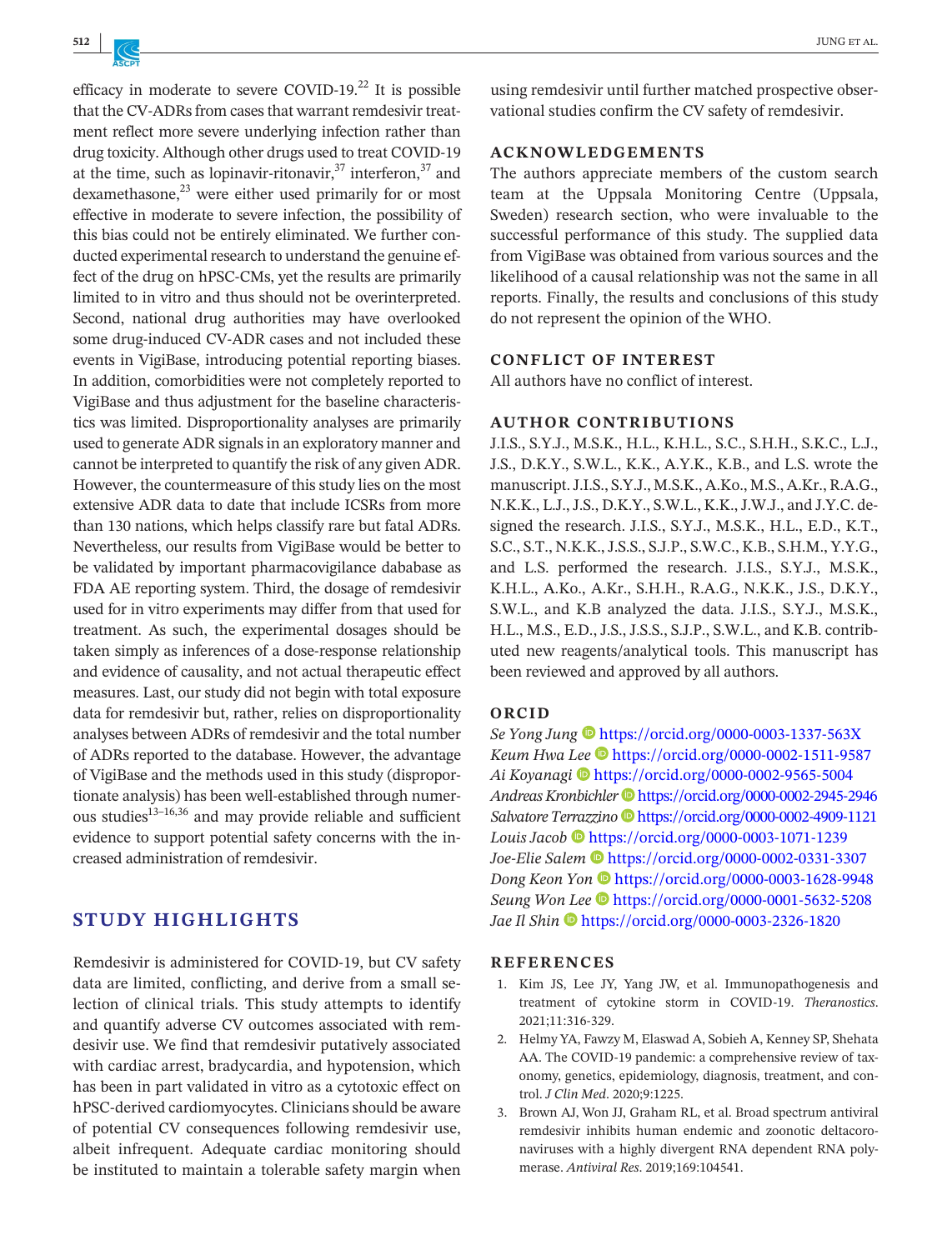efficacy in moderate to severe COVID-19.[22] It is possible that the CV-ADRs from cases that warrant remdesivir treatment reflect more severe underlying infection rather than drug toxicity. Although other drugs used to treat COVID-19 at the time, such as lopinavir-ritonavir,[37] interferon,[37] and dexamethasone,[23] were either used primarily for or most effective in moderate to severe infection, the possibility of this bias could not be entirely eliminated. We further conducted experimental research to understand the genuine effect of the drug on hPSC-CMs, yet the results are primarily limited to in vitro and thus should not be overinterpreted. Second, national drug authorities may have overlooked some drug-induced CV-ADR cases and not included these events in VigiBase, introducing potential reporting biases. In addition, comorbidities were not completely reported to VigiBase and thus adjustment for the baseline characteristics was limited. Disproportionality analyses are primarily used to generate ADR signals in an exploratory manner and cannot be interpreted to quantify the risk of any given ADR. However, the countermeasure of this study lies on the most extensive ADR data to date that include ICSRs from more than 130 nations, which helps classify rare but fatal ADRs. Nevertheless, our results from VigiBase would be better to be validated by important pharmacovigilance dababase as FDA AE reporting system. Third, the dosage of remdesivir used for in vitro experiments may differ from that used for treatment. As such, the experimental dosages should be taken simply as inferences of a dose-response relationship and evidence of causality, and not actual therapeutic effect measures. Last, our study did not begin with total exposure data for remdesivir but, rather, relies on disproportionality analyses between ADRs of remdesivir and the total number of ADRs reported to the database. However, the advantage of VigiBase and the methods used in this study (disproportionate analysis) has been well-established through numerous studies[13–16,36] and may provide reliable and sufficient evidence to support potential safety concerns with the increased administration of remdesivir.

## STUDY HIGHLIGHTS

Remdesivir is administered for COVID-19, but CV safety data are limited, conflicting, and derive from a small selection of clinical trials. This study attempts to identify and quantify adverse CV outcomes associated with remdesivir use. We find that remdesivir putatively associated with cardiac arrest, bradycardia, and hypotension, which has been in part validated in vitro as a cytotoxic effect on hPSC-derived cardiomyocytes. Clinicians should be aware of potential CV consequences following remdesivir use, albeit infrequent. Adequate cardiac monitoring should be instituted to maintain a tolerable safety margin when using remdesivir until further matched prospective observational studies confirm the CV safety of remdesivir.

## ACKNOWLEDGEMENTS

The authors appreciate members of the custom search team at the Uppsala Monitoring Centre (Uppsala, Sweden) research section, who were invaluable to the successful performance of this study. The supplied data from VigiBase was obtained from various sources and the likelihood of a causal relationship was not the same in all reports. Finally, the results and conclusions of this study do not represent the opinion of the WHO.

## CONFLICT OF INTEREST

All authors have no conflict of interest.

## AUTHOR CONTRIBUTIONS

J.I.S., S.Y.J., M.S.K., H.L., K.H.L., S.C., S.H.H., S.K.C., L.J., J.S., D.K.Y., S.W.L., K.K., A.Y.K., K.B., and L.S. wrote the manuscript. J.I.S., S.Y.J., M.S.K., A.Ko., M.S., A.Kr., R.A.G., N.K.K., L.J., J.S., D.K.Y., S.W.L., K.K., J.W.J., and J.Y.C. designed the research. J.I.S., S.Y.J., M.S.K., H.L., E.D., K.T., S.C., S.T., N.K.K., J.S.S., S.J.P., S.W.C., K.B., S.H.M., Y.Y.G., and L.S. performed the research. J.I.S., S.Y.J., M.S.K., K.H.L., A.Ko., A.Kr., S.H.H., R.A.G., N.K.K., J.S., D.K.Y., S.W.L., and K.B analyzed the data. J.I.S., S.Y.J., M.S.K., H.L., M.S., E.D., J.S., J.S.S., S.J.P., S.W.L., and K.B. contributed new reagents/analytical tools. This manuscript has been reviewed and approved by all authors.

## ORCID

*Se Yong Jung* https://orcid.org/0000-0003-1337-563X
*Keum Hwa Lee* https://orcid.org/0000-0002-1511-9587
*Ai Koyanagi* https://orcid.org/0000-0002-9565-5004
*Andreas Kronbichler* https://orcid.org/0000-0002-2945-2946
*Salvatore Terrazzino* https://orcid.org/0000-0002-4909-1121
*Louis Jacob* https://orcid.org/0000-0003-1071-1239
*Joe-Elie Salem* https://orcid.org/0000-0002-0331-3307
*Dong Keon Yon* https://orcid.org/0000-0003-1628-9948
*Seung Won Lee* https://orcid.org/0000-0001-5632-5208
*Jae Il Shin* https://orcid.org/0000-0003-2326-1820

## REFERENCES

1. Kim JS, Lee JY, Yang JW, et al. Immunopathogenesis and treatment of cytokine storm in COVID-19. *Theranostics*. 2021;11:316-329.
2. Helmy YA, Fawzy M, Elaswad A, Sobieh A, Kenney SP, Shehata AA. The COVID-19 pandemic: a comprehensive review of taxonomy, genetics, epidemiology, diagnosis, treatment, and control. *J Clin Med*. 2020;9:1225.
3. Brown AJ, Won JJ, Graham RL, et al. Broad spectrum antiviral remdesivir inhibits human endemic and zoonotic deltacoronaviruses with a highly divergent RNA dependent RNA polymerase. *Antiviral Res*. 2019;169:104541.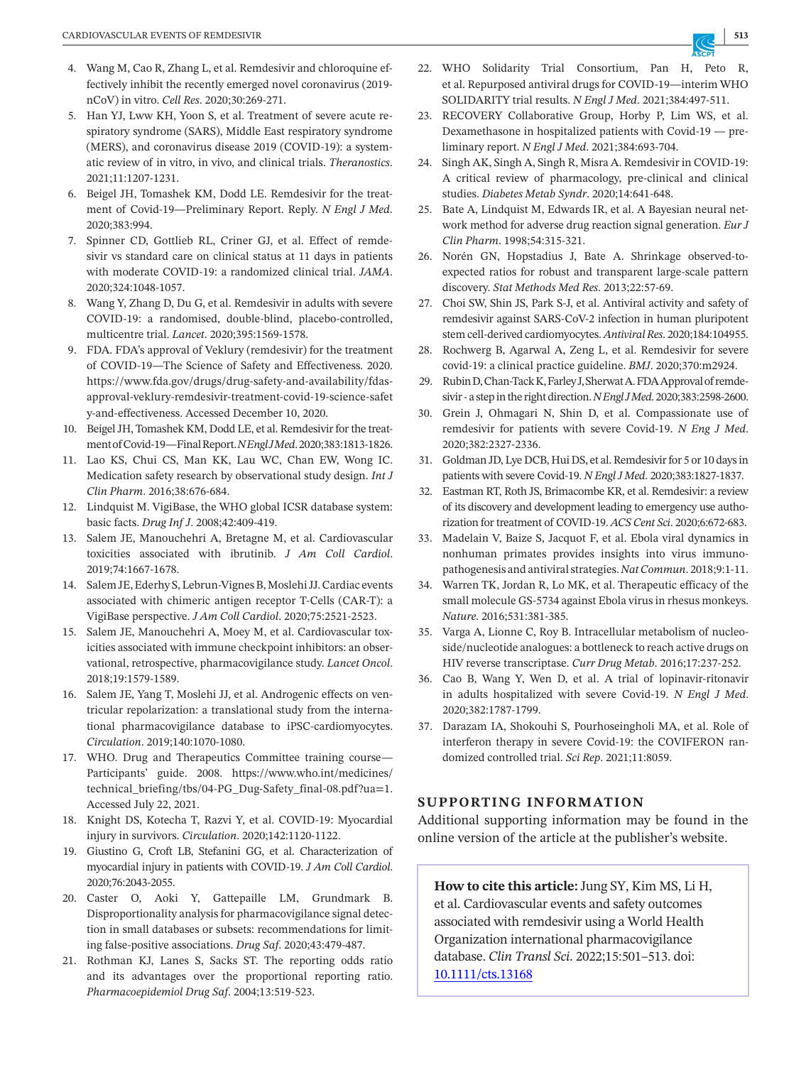4. Wang M, Cao R, Zhang L, et al. Remdesivir and chloroquine effectively inhibit the recently emerged novel coronavirus (2019-nCoV) in vitro. *Cell Res*. 2020;30:269-271.
5. Han YJ, Lww KH, Yoon S, et al. Treatment of severe acute respiratory syndrome (SARS), Middle East respiratory syndrome (MERS), and coronavirus disease 2019 (COVID-19): a systematic review of in vitro, in vivo, and clinical trials. *Theranostics*. 2021;11:1207-1231.
6. Beigel JH, Tomashek KM, Dodd LE. Remdesivir for the treatment of Covid-19—Preliminary Report. Reply. *N Engl J Med*. 2020;383:994.
7. Spinner CD, Gottlieb RL, Criner GJ, et al. Effect of remdesivir vs standard care on clinical status at 11 days in patients with moderate COVID-19: a randomized clinical trial. *JAMA*. 2020;324:1048-1057.
8. Wang Y, Zhang D, Du G, et al. Remdesivir in adults with severe COVID-19: a randomised, double-blind, placebo-controlled, multicentre trial. *Lancet*. 2020;395:1569-1578.
9. FDA. FDA's approval of Veklury (remdesivir) for the treatment of COVID-19—The Science of Safety and Effectiveness. 2020. https://www.fda.gov/drugs/drug-safety-and-availability/fdas-approval-veklury-remdesivir-treatment-covid-19-science-safety-and-effectiveness. Accessed December 10, 2020.
10. Beigel JH, Tomashek KM, Dodd LE, et al. Remdesivir for the treatment of Covid-19—Final Report. *N Engl J Med*. 2020;383:1813-1826.
11. Lao KS, Chui CS, Man KK, Lau WC, Chan EW, Wong IC. Medication safety research by observational study design. *Int J Clin Pharm*. 2016;38:676-684.
12. Lindquist M. VigiBase, the WHO global ICSR database system: basic facts. *Drug Inf J*. 2008;42:409-419.
13. Salem JE, Manouchehri A, Bretagne M, et al. Cardiovascular toxicities associated with ibrutinib. *J Am Coll Cardiol*. 2019;74:1667-1678.
14. Salem JE, Ederhy S, Lebrun-Vignes B, Moslehi JJ. Cardiac events associated with chimeric antigen receptor T-Cells (CAR-T): a VigiBase perspective. *J Am Coll Cardiol*. 2020;75:2521-2523.
15. Salem JE, Manouchehri A, Moey M, et al. Cardiovascular toxicities associated with immune checkpoint inhibitors: an observational, retrospective, pharmacovigilance study. *Lancet Oncol*. 2018;19:1579-1589.
16. Salem JE, Yang T, Moslehi JJ, et al. Androgenic effects on ventricular repolarization: a translational study from the international pharmacovigilance database to iPSC-cardiomyocytes. *Circulation*. 2019;140:1070-1080.
17. WHO. Drug and Therapeutics Committee training course—Participants' guide. 2008. https://www.who.int/medicines/technical_briefing/tbs/04-PG_Dug-Safety_final-08.pdf?ua=1. Accessed July 22, 2021.
18. Knight DS, Kotecha T, Razvi Y, et al. COVID-19: Myocardial injury in survivors. *Circulation*. 2020;142:1120-1122.
19. Giustino G, Croft LB, Stefanini GG, et al. Characterization of myocardial injury in patients with COVID-19. *J Am Coll Cardiol*. 2020;76:2043-2055.
20. Caster O, Aoki Y, Gattepaille LM, Grundmark B. Disproportionality analysis for pharmacovigilance signal detection in small databases or subsets: recommendations for limiting false-positive associations. *Drug Saf*. 2020;43:479-487.
21. Rothman KJ, Lanes S, Sacks ST. The reporting odds ratio and its advantages over the proportional reporting ratio. *Pharmacoepidemiol Drug Saf*. 2004;13:519-523.
22. WHO Solidarity Trial Consortium, Pan H, Peto R, et al. Repurposed antiviral drugs for COVID-19—interim WHO SOLIDARITY trial results. *N Engl J Med*. 2021;384:497-511.
23. RECOVERY Collaborative Group, Horby P, Lim WS, et al. Dexamethasone in hospitalized patients with Covid-19 — preliminary report. *N Engl J Med*. 2021;384:693-704.
24. Singh AK, Singh A, Singh R, Misra A. Remdesivir in COVID-19: A critical review of pharmacology, pre-clinical and clinical studies. *Diabetes Metab Syndr*. 2020;14:641-648.
25. Bate A, Lindquist M, Edwards IR, et al. A Bayesian neural network method for adverse drug reaction signal generation. *Eur J Clin Pharm*. 1998;54:315-321.
26. Norén GN, Hopstadius J, Bate A. Shrinkage observed-to-expected ratios for robust and transparent large-scale pattern discovery. *Stat Methods Med Res*. 2013;22:57-69.
27. Choi SW, Shin JS, Park S-J, et al. Antiviral activity and safety of remdesivir against SARS-CoV-2 infection in human pluripotent stem cell-derived cardiomyocytes. *Antiviral Res*. 2020;184:104955.
28. Rochwerg B, Agarwal A, Zeng L, et al. Remdesivir for severe covid-19: a clinical practice guideline. *BMJ*. 2020;370:m2924.
29. Rubin D, Chan-Tack K, Farley J, Sherwat A. FDA Approval of remdesivir - a step in the right direction. *N Engl J Med*. 2020;383:2598-2600.
30. Grein J, Ohmagari N, Shin D, et al. Compassionate use of remdesivir for patients with severe Covid-19. *N Eng J Med*. 2020;382:2327-2336.
31. Goldman JD, Lye DCB, Hui DS, et al. Remdesivir for 5 or 10 days in patients with severe Covid-19. *N Engl J Med*. 2020;383:1827-1837.
32. Eastman RT, Roth JS, Brimacombe KR, et al. Remdesivir: a review of its discovery and development leading to emergency use authorization for treatment of COVID-19. *ACS Cent Sci*. 2020;6:672-683.
33. Madelain V, Baize S, Jacquot F, et al. Ebola viral dynamics in nonhuman primates provides insights into virus immuno-pathogenesis and antiviral strategies. *Nat Commun*. 2018;9:1-11.
34. Warren TK, Jordan R, Lo MK, et al. Therapeutic efficacy of the small molecule GS-5734 against Ebola virus in rhesus monkeys. *Nature*. 2016;531:381-385.
35. Varga A, Lionne C, Roy B. Intracellular metabolism of nucleoside/nucleotide analogues: a bottleneck to reach active drugs on HIV reverse transcriptase. *Curr Drug Metab*. 2016;17:237-252.
36. Cao B, Wang Y, Wen D, et al. A trial of lopinavir-ritonavir in adults hospitalized with severe Covid-19. *N Engl J Med*. 2020;382:1787-1799.
37. Darazam IA, Shokouhi S, Pourhoseingholi MA, et al. Role of interferon therapy in severe Covid-19: the COVIFERON randomized controlled trial. *Sci Rep*. 2021;11:8059.

## SUPPORTING INFORMATION

Additional supporting information may be found in the online version of the article at the publisher's website.

**How to cite this article:** Jung SY, Kim MS, Li H, et al. Cardiovascular events and safety outcomes associated with remdesivir using a World Health Organization international pharmacovigilance database. *Clin Transl Sci*. 2022;15:501–513. doi:10.1111/cts.13168